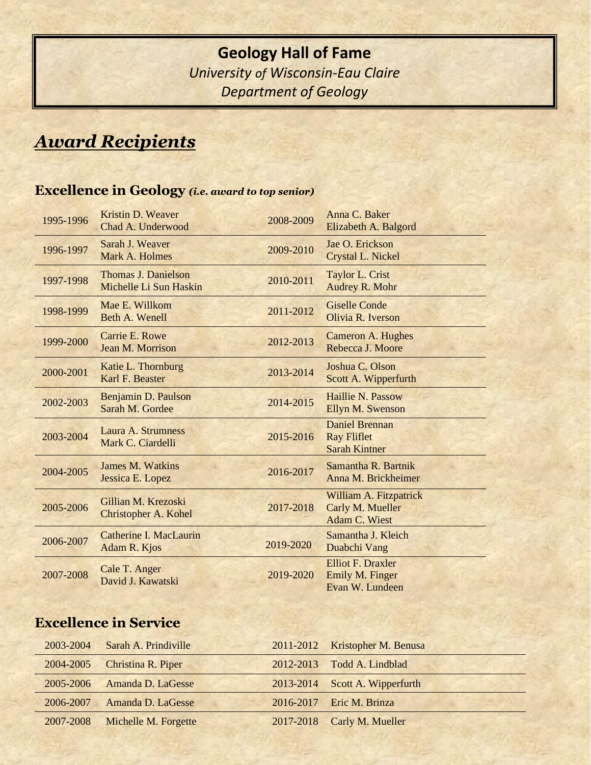# Geology Hall of Fame

*University of Wisconsin-Eau Claire*

*Department of Geology*

## *Award Recipients*

### Excellence in Geology *(i.e. award to top senior)*

| Year | Recipients |
|---|---|
| 1995-1996 | Kristin D. Weaver<br>Chad A. Underwood |
| 1996-1997 | Sarah J. Weaver<br>Mark A. Holmes |
| 1997-1998 | Thomas J. Danielson<br>Michelle Li Sun Haskin |
| 1998-1999 | Mae E. Willkom<br>Beth A. Wenell |
| 1999-2000 | Carrie E. Rowe<br>Jean M. Morrison |
| 2000-2001 | Katie L. Thornburg<br>Karl F. Beaster |
| 2002-2003 | Benjamin D. Paulson<br>Sarah M. Gordee |
| 2003-2004 | Laura A. Strumness<br>Mark C. Ciardelli |
| 2004-2005 | James M. Watkins<br>Jessica E. Lopez |
| 2005-2006 | Gillian M. Krezoski<br>Christopher A. Kohel |
| 2006-2007 | Catherine I. MacLaurin<br>Adam R. Kjos |
| 2007-2008 | Cale T. Anger<br>David J. Kawatski |
| 2008-2009 | Anna C. Baker<br>Elizabeth A. Balgord |
| 2009-2010 | Jae O. Erickson<br>Crystal L. Nickel |
| 2010-2011 | Taylor L. Crist<br>Audrey R. Mohr |
| 2011-2012 | Giselle Conde<br>Olivia R. Iverson |
| 2012-2013 | Cameron A. Hughes<br>Rebecca J. Moore |
| 2013-2014 | Joshua C. Olson<br>Scott A. Wipperfurth |
| 2014-2015 | Haillie N. Passow<br>Ellyn M. Swenson |
| 2015-2016 | Daniel Brennan<br>Ray Fliflet<br>Sarah Kintner |
| 2016-2017 | Samantha R. Bartnik<br>Anna M. Brickheimer |
| 2017-2018 | William A. Fitzpatrick<br>Carly M. Mueller<br>Adam C. Wiest |
| 2019-2020 | Samantha J. Kleich<br>Duabchi Vang |
| 2019-2020 | Elliot F. Draxler<br>Emily M. Finger<br>Evan W. Lundeen |

### Excellence in Service

| Year | Recipient |
|---|---|
| 2003-2004 | Sarah A. Prindiville |
| 2004-2005 | Christina R. Piper |
| 2005-2006 | Amanda D. LaGesse |
| 2006-2007 | Amanda D. LaGesse |
| 2007-2008 | Michelle M. Forgette |
| 2011-2012 | Kristopher M. Benusa |
| 2012-2013 | Todd A. Lindblad |
| 2013-2014 | Scott A. Wipperfurth |
| 2016-2017 | Eric M. Brinza |
| 2017-2018 | Carly M. Mueller |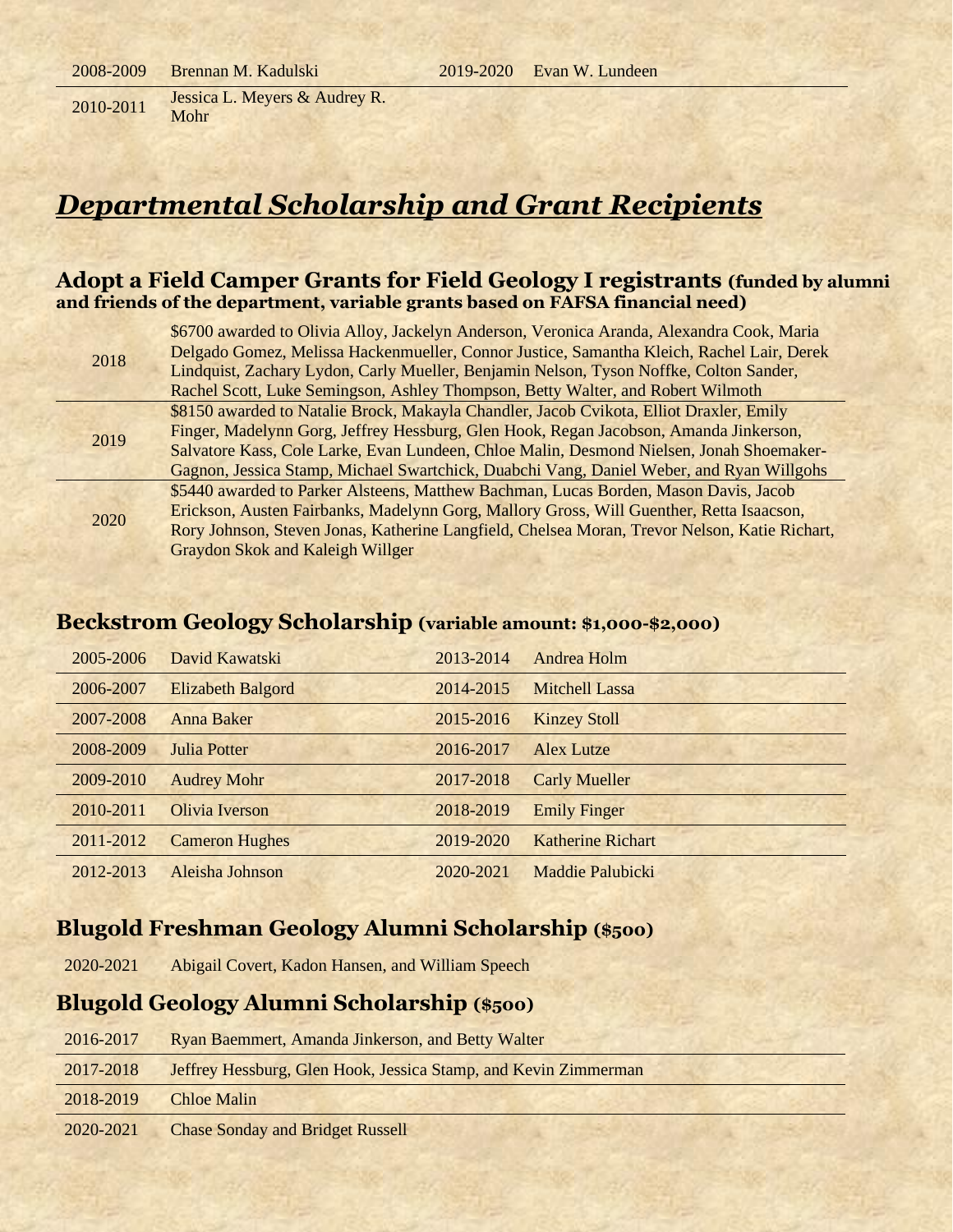| | | | |
|---|---|---|---|
| 2008-2009 | Brennan M. Kadulski | 2019-2020 | Evan W. Lundeen |
| 2010-2011 | Jessica L. Meyers & Audrey R. Mohr | | |

# ***Departmental Scholarship and Grant Recipients***

## Adopt a Field Camper Grants for Field Geology I registrants (funded by alumni and friends of the department, variable grants based on FAFSA financial need)

| | |
|---|---|
| 2018 | $6700 awarded to Olivia Alloy, Jackelyn Anderson, Veronica Aranda, Alexandra Cook, Maria Delgado Gomez, Melissa Hackenmueller, Connor Justice, Samantha Kleich, Rachel Lair, Derek Lindquist, Zachary Lydon, Carly Mueller, Benjamin Nelson, Tyson Noffke, Colton Sander, Rachel Scott, Luke Semingson, Ashley Thompson, Betty Walter, and Robert Wilmoth |
| 2019 | $8150 awarded to Natalie Brock, Makayla Chandler, Jacob Cvikota, Elliot Draxler, Emily Finger, Madelynn Gorg, Jeffrey Hessburg, Glen Hook, Regan Jacobson, Amanda Jinkerson, Salvatore Kass, Cole Larke, Evan Lundeen, Chloe Malin, Desmond Nielsen, Jonah Shoemaker-Gagnon, Jessica Stamp, Michael Swartchick, Duabchi Vang, Daniel Weber, and Ryan Willgohs |
| 2020 | $5440 awarded to Parker Alsteens, Matthew Bachman, Lucas Borden, Mason Davis, Jacob Erickson, Austen Fairbanks, Madelynn Gorg, Mallory Gross, Will Guenther, Retta Isaacson, Rory Johnson, Steven Jonas, Katherine Langfield, Chelsea Moran, Trevor Nelson, Katie Richart, Graydon Skok and Kaleigh Willger |

## Beckstrom Geology Scholarship (variable amount: $1,000-$2,000)

| | | | |
|---|---|---|---|
| 2005-2006 | David Kawatski | 2013-2014 | Andrea Holm |
| 2006-2007 | Elizabeth Balgord | 2014-2015 | Mitchell Lassa |
| 2007-2008 | Anna Baker | 2015-2016 | Kinzey Stoll |
| 2008-2009 | Julia Potter | 2016-2017 | Alex Lutze |
| 2009-2010 | Audrey Mohr | 2017-2018 | Carly Mueller |
| 2010-2011 | Olivia Iverson | 2018-2019 | Emily Finger |
| 2011-2012 | Cameron Hughes | 2019-2020 | Katherine Richart |
| 2012-2013 | Aleisha Johnson | 2020-2021 | Maddie Palubicki |

## Blugold Freshman Geology Alumni Scholarship ($500)

| | |
|---|---|
| 2020-2021 | Abigail Covert, Kadon Hansen, and William Speech |

## Blugold Geology Alumni Scholarship ($500)

| | |
|---|---|
| 2016-2017 | Ryan Baemmert, Amanda Jinkerson, and Betty Walter |
| 2017-2018 | Jeffrey Hessburg, Glen Hook, Jessica Stamp, and Kevin Zimmerman |
| 2018-2019 | Chloe Malin |
| 2020-2021 | Chase Sonday and Bridget Russell |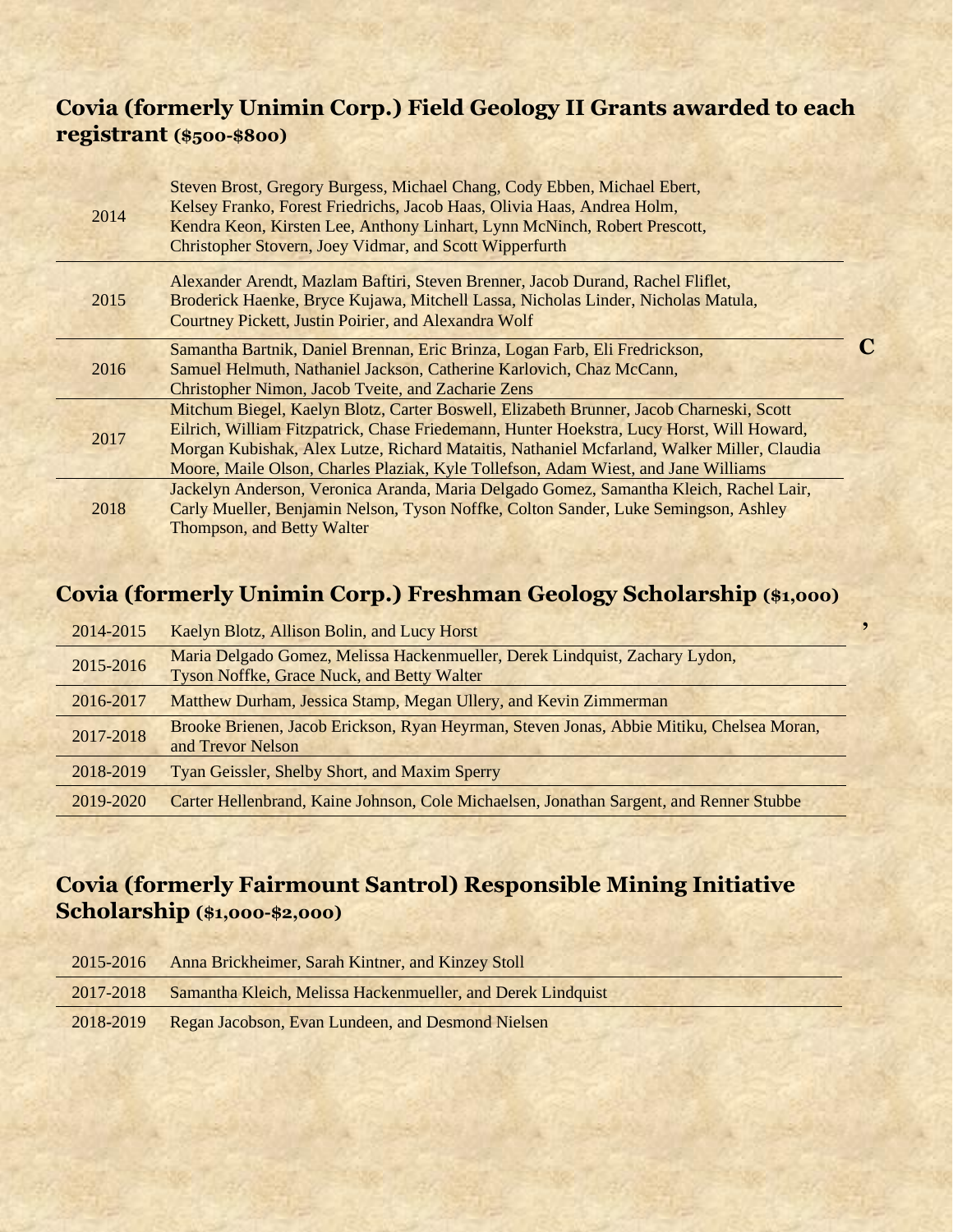## Covia (formerly Unimin Corp.) Field Geology II Grants awarded to each registrant ($500-$800)

| | |
|---|---|
| 2014 | Steven Brost, Gregory Burgess, Michael Chang, Cody Ebben, Michael Ebert, Kelsey Franko, Forest Friedrichs, Jacob Haas, Olivia Haas, Andrea Holm, Kendra Keon, Kirsten Lee, Anthony Linhart, Lynn McNinch, Robert Prescott, Christopher Stovern, Joey Vidmar, and Scott Wipperfurth |
| 2015 | Alexander Arendt, Mazlam Baftiri, Steven Brenner, Jacob Durand, Rachel Fliflet, Broderick Haenke, Bryce Kujawa, Mitchell Lassa, Nicholas Linder, Nicholas Matula, Courtney Pickett, Justin Poirier, and Alexandra Wolf |
| 2016 | Samantha Bartnik, Daniel Brennan, Eric Brinza, Logan Farb, Eli Fredrickson, Samuel Helmuth, Nathaniel Jackson, Catherine Karlovich, Chaz McCann, Christopher Nimon, Jacob Tveite, and Zacharie Zens |
| 2017 | Mitchum Biegel, Kaelyn Blotz, Carter Boswell, Elizabeth Brunner, Jacob Charneski, Scott Eilrich, William Fitzpatrick, Chase Friedemann, Hunter Hoekstra, Lucy Horst, Will Howard, Morgan Kubishak, Alex Lutze, Richard Mataitis, Nathaniel Mcfarland, Walker Miller, Claudia Moore, Maile Olson, Charles Plaziak, Kyle Tollefson, Adam Wiest, and Jane Williams |
| 2018 | Jackelyn Anderson, Veronica Aranda, Maria Delgado Gomez, Samantha Kleich, Rachel Lair, Carly Mueller, Benjamin Nelson, Tyson Noffke, Colton Sander, Luke Semingson, Ashley Thompson, and Betty Walter |

## Covia (formerly Unimin Corp.) Freshman Geology Scholarship ($1,000)

| | |
|---|---|
| 2014-2015 | Kaelyn Blotz, Allison Bolin, and Lucy Horst |
| 2015-2016 | Maria Delgado Gomez, Melissa Hackenmueller, Derek Lindquist, Zachary Lydon, Tyson Noffke, Grace Nuck, and Betty Walter |
| 2016-2017 | Matthew Durham, Jessica Stamp, Megan Ullery, and Kevin Zimmerman |
| 2017-2018 | Brooke Brienen, Jacob Erickson, Ryan Heyrman, Steven Jonas, Abbie Mitiku, Chelsea Moran, and Trevor Nelson |
| 2018-2019 | Tyan Geissler, Shelby Short, and Maxim Sperry |
| 2019-2020 | Carter Hellenbrand, Kaine Johnson, Cole Michaelsen, Jonathan Sargent, and Renner Stubbe |

## Covia (formerly Fairmount Santrol) Responsible Mining Initiative Scholarship ($1,000-$2,000)

| | |
|---|---|
| 2015-2016 | Anna Brickheimer, Sarah Kintner, and Kinzey Stoll |
| 2017-2018 | Samantha Kleich, Melissa Hackenmueller, and Derek Lindquist |
| 2018-2019 | Regan Jacobson, Evan Lundeen, and Desmond Nielsen |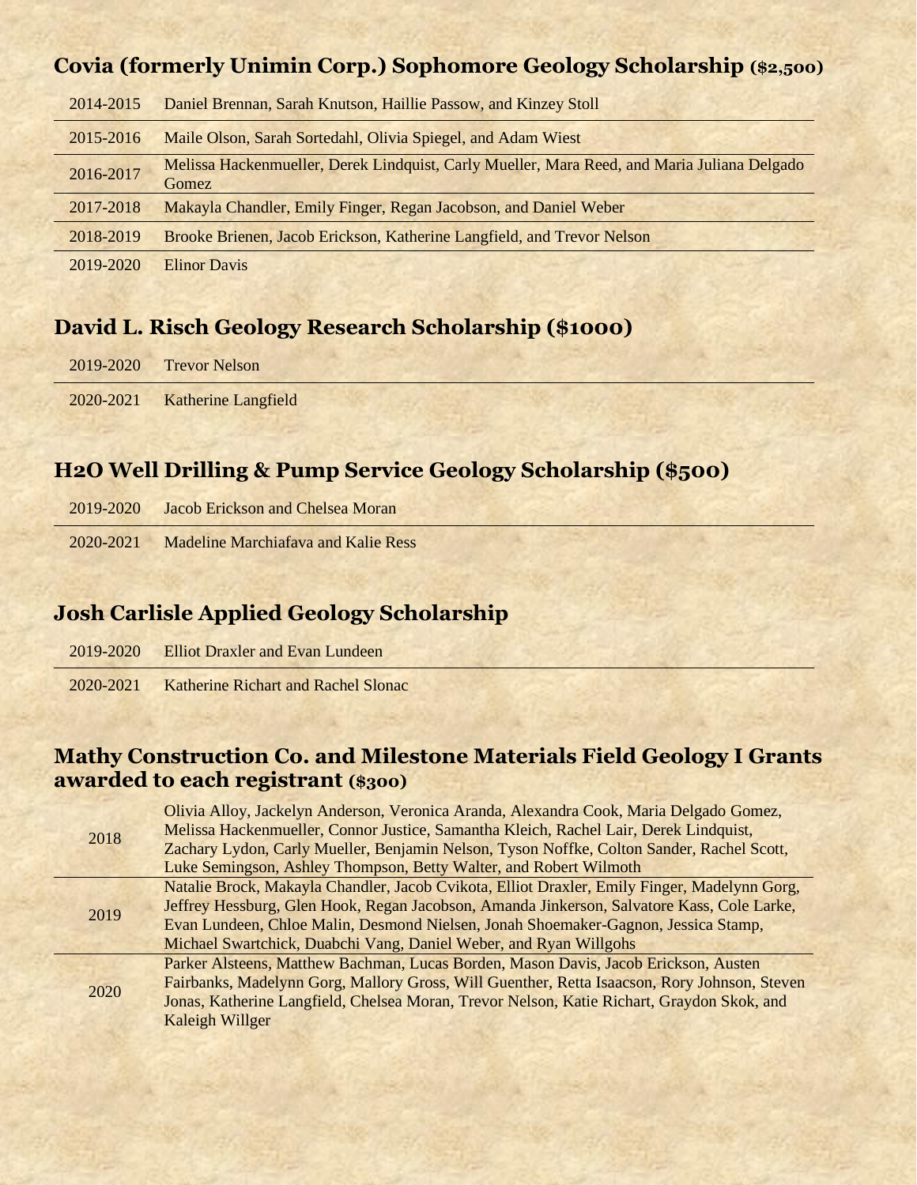## Covia (formerly Unimin Corp.) Sophomore Geology Scholarship ($2,500)

| | |
|---|---|
| 2014-2015 | Daniel Brennan, Sarah Knutson, Haillie Passow, and Kinzey Stoll |
| 2015-2016 | Maile Olson, Sarah Sortedahl, Olivia Spiegel, and Adam Wiest |
| 2016-2017 | Melissa Hackenmueller, Derek Lindquist, Carly Mueller, Mara Reed, and Maria Juliana Delgado Gomez |
| 2017-2018 | Makayla Chandler, Emily Finger, Regan Jacobson, and Daniel Weber |
| 2018-2019 | Brooke Brienen, Jacob Erickson, Katherine Langfield, and Trevor Nelson |
| 2019-2020 | Elinor Davis |

## David L. Risch Geology Research Scholarship ($1000)

| | |
|---|---|
| 2019-2020 | Trevor Nelson |
| 2020-2021 | Katherine Langfield |

## H2O Well Drilling & Pump Service Geology Scholarship ($500)

| | |
|---|---|
| 2019-2020 | Jacob Erickson and Chelsea Moran |
| 2020-2021 | Madeline Marchiafava and Kalie Ress |

## Josh Carlisle Applied Geology Scholarship

| | |
|---|---|
| 2019-2020 | Elliot Draxler and Evan Lundeen |
| 2020-2021 | Katherine Richart and Rachel Slonac |

## Mathy Construction Co. and Milestone Materials Field Geology I Grants awarded to each registrant ($300)

| | |
|---|---|
| 2018 | Olivia Alloy, Jackelyn Anderson, Veronica Aranda, Alexandra Cook, Maria Delgado Gomez, Melissa Hackenmueller, Connor Justice, Samantha Kleich, Rachel Lair, Derek Lindquist, Zachary Lydon, Carly Mueller, Benjamin Nelson, Tyson Noffke, Colton Sander, Rachel Scott, Luke Semingson, Ashley Thompson, Betty Walter, and Robert Wilmoth |
| 2019 | Natalie Brock, Makayla Chandler, Jacob Cvikota, Elliot Draxler, Emily Finger, Madelynn Gorg, Jeffrey Hessburg, Glen Hook, Regan Jacobson, Amanda Jinkerson, Salvatore Kass, Cole Larke, Evan Lundeen, Chloe Malin, Desmond Nielsen, Jonah Shoemaker-Gagnon, Jessica Stamp, Michael Swartchick, Duabchi Vang, Daniel Weber, and Ryan Willgohs |
| 2020 | Parker Alsteens, Matthew Bachman, Lucas Borden, Mason Davis, Jacob Erickson, Austen Fairbanks, Madelynn Gorg, Mallory Gross, Will Guenther, Retta Isaacson, Rory Johnson, Steven Jonas, Katherine Langfield, Chelsea Moran, Trevor Nelson, Katie Richart, Graydon Skok, and Kaleigh Willger |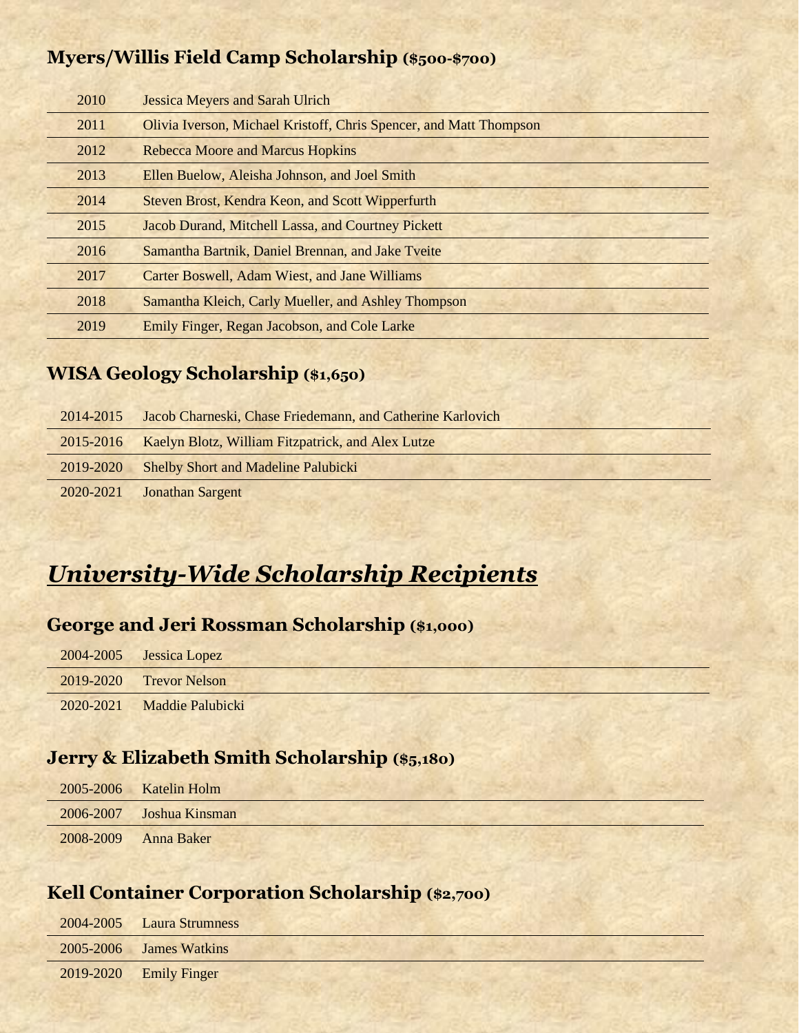### Myers/Willis Field Camp Scholarship ($500-$700)

| | |
|---|---|
| 2010 | Jessica Meyers and Sarah Ulrich |
| 2011 | Olivia Iverson, Michael Kristoff, Chris Spencer, and Matt Thompson |
| 2012 | Rebecca Moore and Marcus Hopkins |
| 2013 | Ellen Buelow, Aleisha Johnson, and Joel Smith |
| 2014 | Steven Brost, Kendra Keon, and Scott Wipperfurth |
| 2015 | Jacob Durand, Mitchell Lassa, and Courtney Pickett |
| 2016 | Samantha Bartnik, Daniel Brennan, and Jake Tveite |
| 2017 | Carter Boswell, Adam Wiest, and Jane Williams |
| 2018 | Samantha Kleich, Carly Mueller, and Ashley Thompson |
| 2019 | Emily Finger, Regan Jacobson, and Cole Larke |

### WISA Geology Scholarship ($1,650)

| | |
|---|---|
| 2014-2015 | Jacob Charneski, Chase Friedemann, and Catherine Karlovich |
| 2015-2016 | Kaelyn Blotz, William Fitzpatrick, and Alex Lutze |
| 2019-2020 | Shelby Short and Madeline Palubicki |
| 2020-2021 | Jonathan Sargent |

## *University-Wide Scholarship Recipients*

### George and Jeri Rossman Scholarship ($1,000)

| | |
|---|---|
| 2004-2005 | Jessica Lopez |
| 2019-2020 | Trevor Nelson |
| 2020-2021 | Maddie Palubicki |

### Jerry & Elizabeth Smith Scholarship ($5,180)

| | |
|---|---|
| 2005-2006 | Katelin Holm |
| 2006-2007 | Joshua Kinsman |
| 2008-2009 | Anna Baker |

### Kell Container Corporation Scholarship ($2,700)

| | |
|---|---|
| 2004-2005 | Laura Strumness |
| 2005-2006 | James Watkins |
| 2019-2020 | Emily Finger |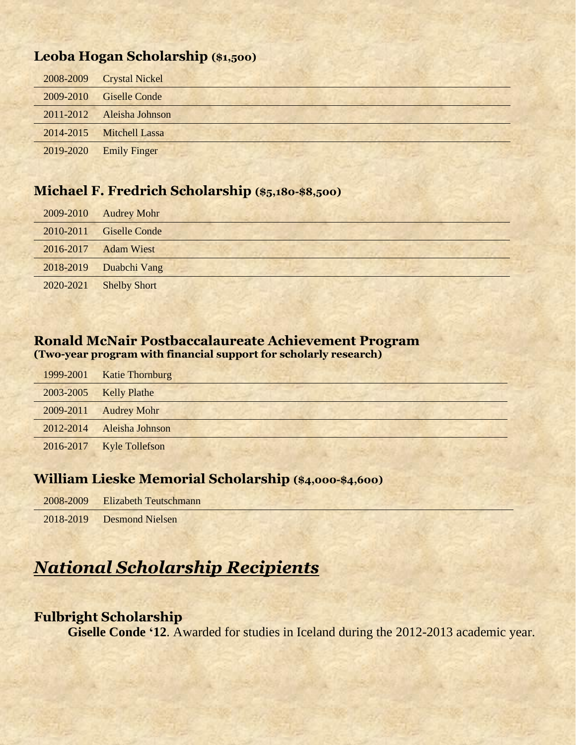### Leoba Hogan Scholarship ($1,500)

| | |
|---|---|
| 2008-2009 | Crystal Nickel |
| 2009-2010 | Giselle Conde |
| 2011-2012 | Aleisha Johnson |
| 2014-2015 | Mitchell Lassa |
| 2019-2020 | Emily Finger |

### Michael F. Fredrich Scholarship ($5,180-$8,500)

| | |
|---|---|
| 2009-2010 | Audrey Mohr |
| 2010-2011 | Giselle Conde |
| 2016-2017 | Adam Wiest |
| 2018-2019 | Duabchi Vang |
| 2020-2021 | Shelby Short |

### Ronald McNair Postbaccalaureate Achievement Program
**(Two-year program with financial support for scholarly research)**

| | |
|---|---|
| 1999-2001 | Katie Thornburg |
| 2003-2005 | Kelly Plathe |
| 2009-2011 | Audrey Mohr |
| 2012-2014 | Aleisha Johnson |
| 2016-2017 | Kyle Tollefson |

### William Lieske Memorial Scholarship ($4,000-$4,600)

| | |
|---|---|
| 2008-2009 | Elizabeth Teutschmann |
| 2018-2019 | Desmond Nielsen |

## *National Scholarship Recipients*

### Fulbright Scholarship

**Giselle Conde '12**. Awarded for studies in Iceland during the 2012-2013 academic year.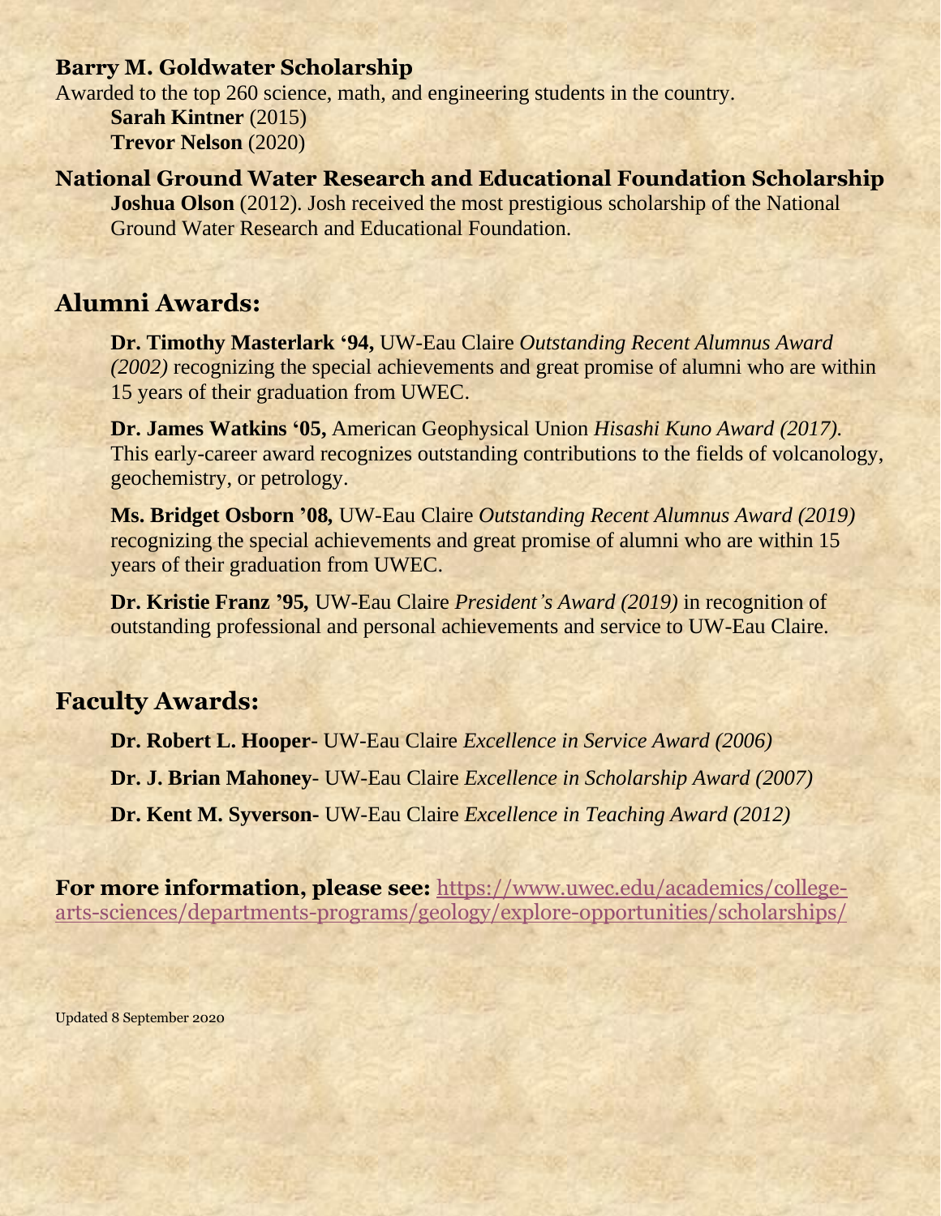### Barry M. Goldwater Scholarship

Awarded to the top 260 science, math, and engineering students in the country.

**Sarah Kintner** (2015)
**Trevor Nelson** (2020)

### National Ground Water Research and Educational Foundation Scholarship

**Joshua Olson** (2012). Josh received the most prestigious scholarship of the National Ground Water Research and Educational Foundation.

## Alumni Awards:

**Dr. Timothy Masterlark '94,** UW-Eau Claire *Outstanding Recent Alumnus Award (2002)* recognizing the special achievements and great promise of alumni who are within 15 years of their graduation from UWEC.

**Dr. James Watkins '05,** American Geophysical Union *Hisashi Kuno Award (2017).* This early-career award recognizes outstanding contributions to the fields of volcanology, geochemistry, or petrology.

**Ms. Bridget Osborn '08,** UW-Eau Claire *Outstanding Recent Alumnus Award (2019)* recognizing the special achievements and great promise of alumni who are within 15 years of their graduation from UWEC.

**Dr. Kristie Franz '95,** UW-Eau Claire *President's Award (2019)* in recognition of outstanding professional and personal achievements and service to UW-Eau Claire.

## Faculty Awards:

**Dr. Robert L. Hooper**- UW-Eau Claire *Excellence in Service Award (2006)*

**Dr. J. Brian Mahoney**- UW-Eau Claire *Excellence in Scholarship Award (2007)*

**Dr. Kent M. Syverson-** UW-Eau Claire *Excellence in Teaching Award (2012)*

**For more information, please see:** https://www.uwec.edu/academics/college-arts-sciences/departments-programs/geology/explore-opportunities/scholarships/

Updated 8 September 2020